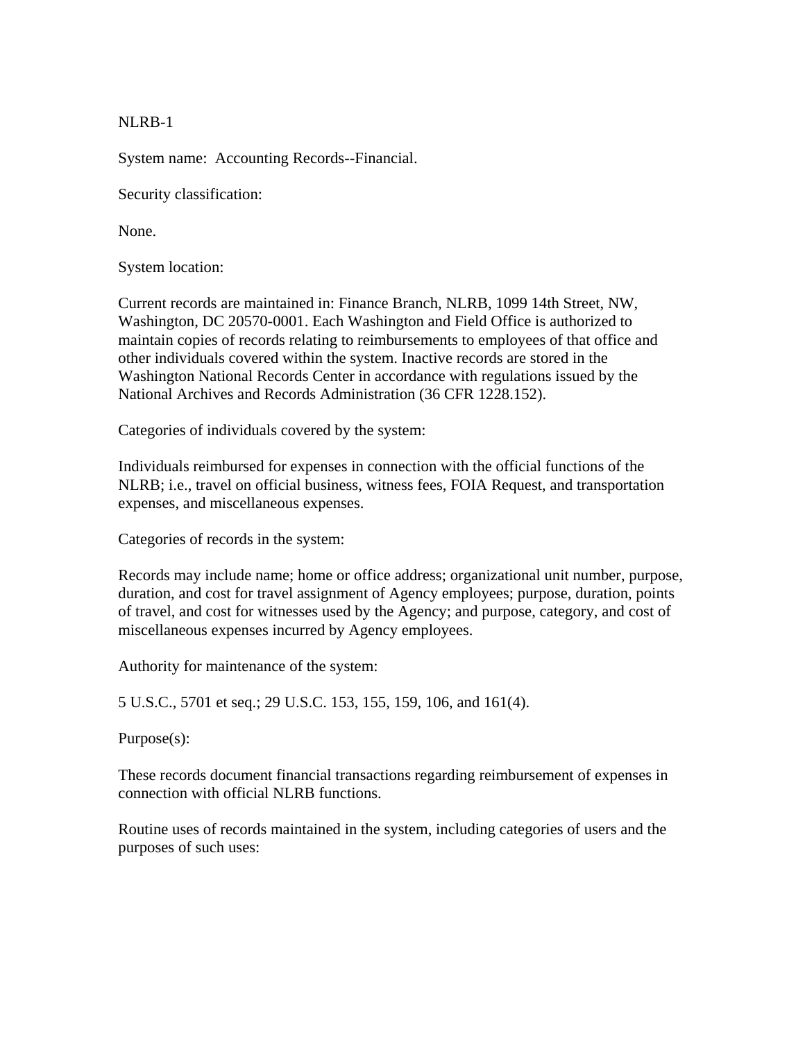NLRB-1

System name: Accounting Records--Financial.

Security classification:

None.

System location:

Current records are maintained in: Finance Branch, NLRB, 1099 14th Street, NW, Washington, DC 20570-0001. Each Washington and Field Office is authorized to maintain copies of records relating to reimbursements to employees of that office and other individuals covered within the system. Inactive records are stored in the Washington National Records Center in accordance with regulations issued by the National Archives and Records Administration (36 CFR 1228.152).

Categories of individuals covered by the system:

Individuals reimbursed for expenses in connection with the official functions of the NLRB; i.e., travel on official business, witness fees, FOIA Request, and transportation expenses, and miscellaneous expenses.

Categories of records in the system:

Records may include name; home or office address; organizational unit number, purpose, duration, and cost for travel assignment of Agency employees; purpose, duration, points of travel, and cost for witnesses used by the Agency; and purpose, category, and cost of miscellaneous expenses incurred by Agency employees.

Authority for maintenance of the system:

5 U.S.C., 5701 et seq.; 29 U.S.C. 153, 155, 159, 106, and 161(4).

Purpose(s):

These records document financial transactions regarding reimbursement of expenses in connection with official NLRB functions.

Routine uses of records maintained in the system, including categories of users and the purposes of such uses: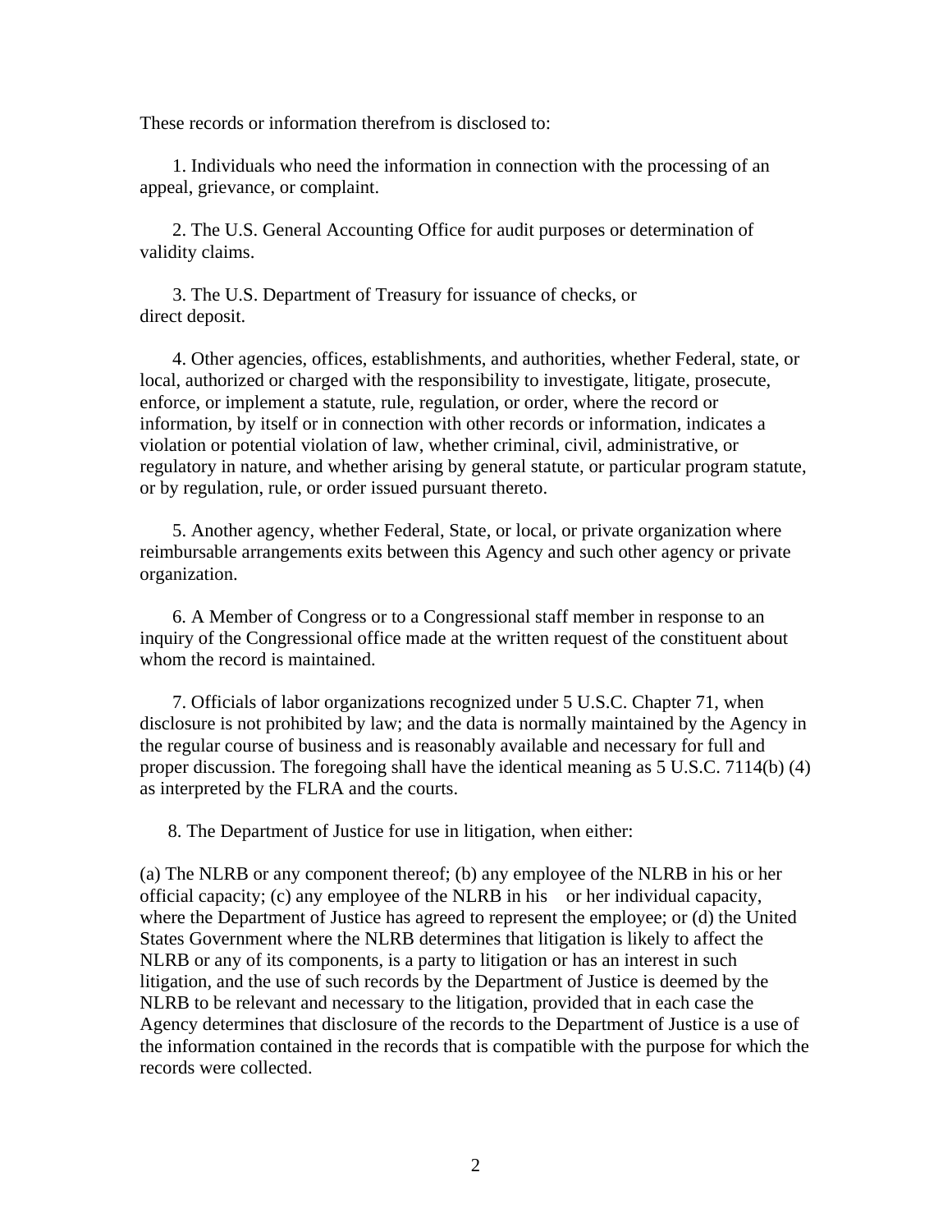These records or information therefrom is disclosed to:

1. Individuals who need the information in connection with the processing of an appeal, grievance, or complaint.

2. The U.S. General Accounting Office for audit purposes or determination of validity claims.

3. The U.S. Department of Treasury for issuance of checks, or direct deposit.

4. Other agencies, offices, establishments, and authorities, whether Federal, state, or local, authorized or charged with the responsibility to investigate, litigate, prosecute, enforce, or implement a statute, rule, regulation, or order, where the record or information, by itself or in connection with other records or information, indicates a violation or potential violation of law, whether criminal, civil, administrative, or regulatory in nature, and whether arising by general statute, or particular program statute, or by regulation, rule, or order issued pursuant thereto.

5. Another agency, whether Federal, State, or local, or private organization where reimbursable arrangements exits between this Agency and such other agency or private organization.

6. A Member of Congress or to a Congressional staff member in response to an inquiry of the Congressional office made at the written request of the constituent about whom the record is maintained.

7. Officials of labor organizations recognized under 5 U.S.C. Chapter 71, when disclosure is not prohibited by law; and the data is normally maintained by the Agency in the regular course of business and is reasonably available and necessary for full and proper discussion. The foregoing shall have the identical meaning as 5 U.S.C. 7114(b) (4) as interpreted by the FLRA and the courts.

8. The Department of Justice for use in litigation, when either:

(a) The NLRB or any component thereof; (b) any employee of the NLRB in his or her official capacity; (c) any employee of the NLRB in his or her individual capacity, where the Department of Justice has agreed to represent the employee; or (d) the United States Government where the NLRB determines that litigation is likely to affect the NLRB or any of its components, is a party to litigation or has an interest in such litigation, and the use of such records by the Department of Justice is deemed by the NLRB to be relevant and necessary to the litigation, provided that in each case the Agency determines that disclosure of the records to the Department of Justice is a use of the information contained in the records that is compatible with the purpose for which the records were collected.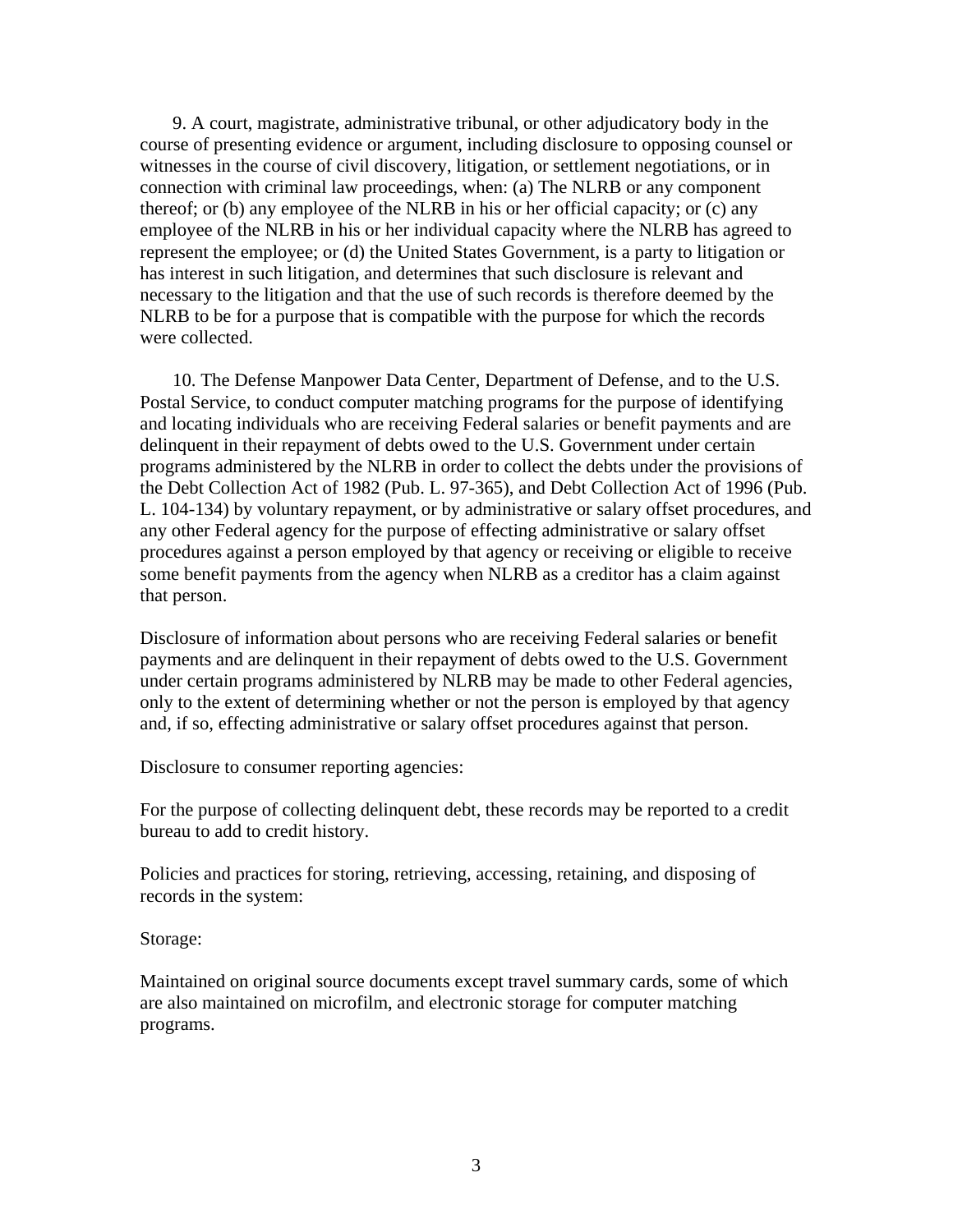9. A court, magistrate, administrative tribunal, or other adjudicatory body in the course of presenting evidence or argument, including disclosure to opposing counsel or witnesses in the course of civil discovery, litigation, or settlement negotiations, or in connection with criminal law proceedings, when: (a) The NLRB or any component thereof; or (b) any employee of the NLRB in his or her official capacity; or (c) any employee of the NLRB in his or her individual capacity where the NLRB has agreed to represent the employee; or (d) the United States Government, is a party to litigation or has interest in such litigation, and determines that such disclosure is relevant and necessary to the litigation and that the use of such records is therefore deemed by the NLRB to be for a purpose that is compatible with the purpose for which the records were collected.

10. The Defense Manpower Data Center, Department of Defense, and to the U.S. Postal Service, to conduct computer matching programs for the purpose of identifying and locating individuals who are receiving Federal salaries or benefit payments and are delinquent in their repayment of debts owed to the U.S. Government under certain programs administered by the NLRB in order to collect the debts under the provisions of the Debt Collection Act of 1982 (Pub. L. 97-365), and Debt Collection Act of 1996 (Pub. L. 104-134) by voluntary repayment, or by administrative or salary offset procedures, and any other Federal agency for the purpose of effecting administrative or salary offset procedures against a person employed by that agency or receiving or eligible to receive some benefit payments from the agency when NLRB as a creditor has a claim against that person.

Disclosure of information about persons who are receiving Federal salaries or benefit payments and are delinquent in their repayment of debts owed to the U.S. Government under certain programs administered by NLRB may be made to other Federal agencies, only to the extent of determining whether or not the person is employed by that agency and, if so, effecting administrative or salary offset procedures against that person.

Disclosure to consumer reporting agencies:

For the purpose of collecting delinquent debt, these records may be reported to a credit bureau to add to credit history.

Policies and practices for storing, retrieving, accessing, retaining, and disposing of records in the system:

Storage:

Maintained on original source documents except travel summary cards, some of which are also maintained on microfilm, and electronic storage for computer matching programs.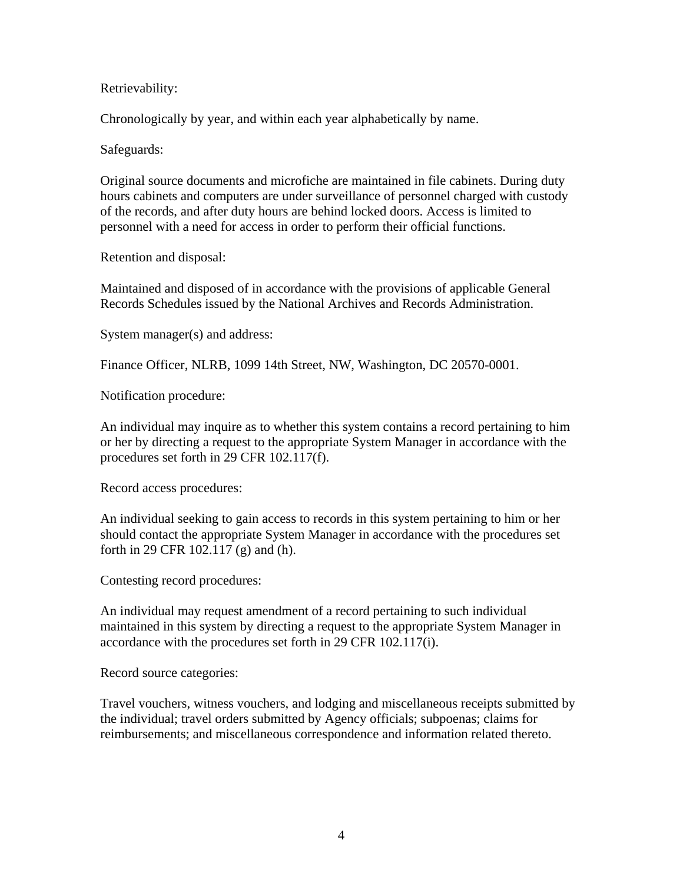Retrievability:

Chronologically by year, and within each year alphabetically by name.

Safeguards:

Original source documents and microfiche are maintained in file cabinets. During duty hours cabinets and computers are under surveillance of personnel charged with custody of the records, and after duty hours are behind locked doors. Access is limited to personnel with a need for access in order to perform their official functions.

Retention and disposal:

Maintained and disposed of in accordance with the provisions of applicable General Records Schedules issued by the National Archives and Records Administration.

System manager(s) and address:

Finance Officer, NLRB, 1099 14th Street, NW, Washington, DC 20570-0001.

Notification procedure:

An individual may inquire as to whether this system contains a record pertaining to him or her by directing a request to the appropriate System Manager in accordance with the procedures set forth in 29 CFR 102.117(f).

Record access procedures:

An individual seeking to gain access to records in this system pertaining to him or her should contact the appropriate System Manager in accordance with the procedures set forth in 29 CFR 102.117 (g) and (h).

Contesting record procedures:

An individual may request amendment of a record pertaining to such individual maintained in this system by directing a request to the appropriate System Manager in accordance with the procedures set forth in 29 CFR 102.117(i).

Record source categories:

Travel vouchers, witness vouchers, and lodging and miscellaneous receipts submitted by the individual; travel orders submitted by Agency officials; subpoenas; claims for reimbursements; and miscellaneous correspondence and information related thereto.